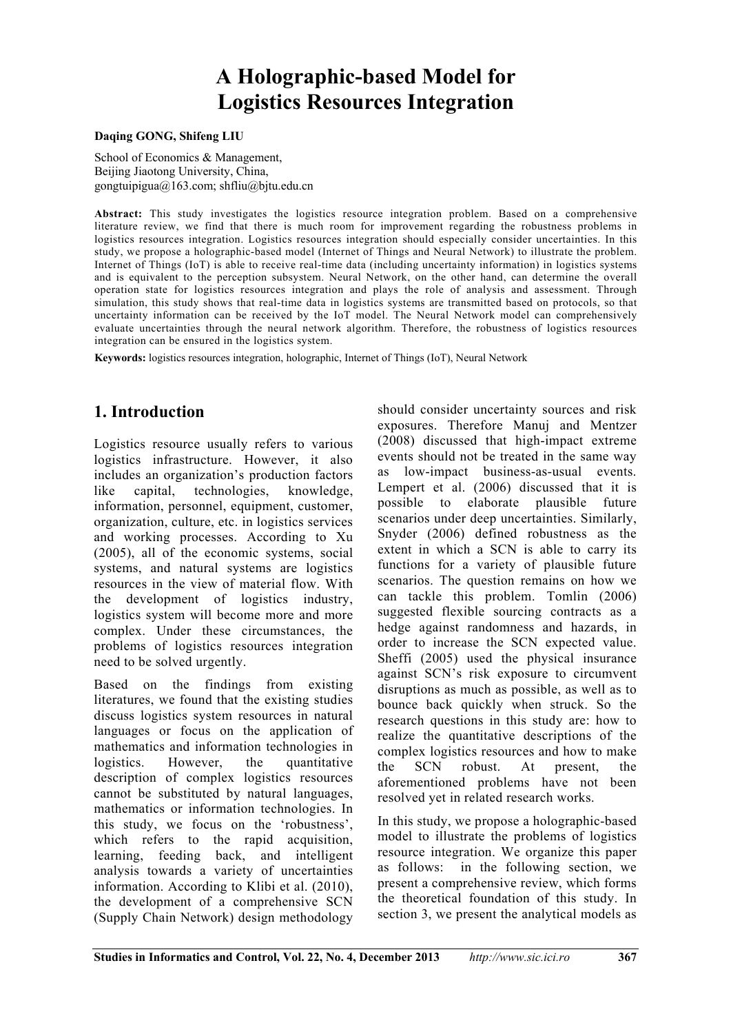# A Holographic-based Model for Logistics Resources Integration

**Daqing GONG, Shifeng LIU**

School of Economics & Management,
Beijing Jiaotong University, China,
gongtuipigua@163.com; shfliu@bjtu.edu.cn

**Abstract:** This study investigates the logistics resource integration problem. Based on a comprehensive literature review, we find that there is much room for improvement regarding the robustness problems in logistics resources integration. Logistics resources integration should especially consider uncertainties. In this study, we propose a holographic-based model (Internet of Things and Neural Network) to illustrate the problem. Internet of Things (IoT) is able to receive real-time data (including uncertainty information) in logistics systems and is equivalent to the perception subsystem. Neural Network, on the other hand, can determine the overall operation state for logistics resources integration and plays the role of analysis and assessment. Through simulation, this study shows that real-time data in logistics systems are transmitted based on protocols, so that uncertainty information can be received by the IoT model. The Neural Network model can comprehensively evaluate uncertainties through the neural network algorithm. Therefore, the robustness of logistics resources integration can be ensured in the logistics system.

**Keywords:** logistics resources integration, holographic, Internet of Things (IoT), Neural Network

## 1. Introduction

Logistics resource usually refers to various logistics infrastructure. However, it also includes an organization's production factors like capital, technologies, knowledge, information, personnel, equipment, customer, organization, culture, etc. in logistics services and working processes. According to Xu (2005), all of the economic systems, social systems, and natural systems are logistics resources in the view of material flow. With the development of logistics industry, logistics system will become more and more complex. Under these circumstances, the problems of logistics resources integration need to be solved urgently.

Based on the findings from existing literatures, we found that the existing studies discuss logistics system resources in natural languages or focus on the application of mathematics and information technologies in logistics. However, the quantitative description of complex logistics resources cannot be substituted by natural languages, mathematics or information technologies. In this study, we focus on the 'robustness', which refers to the rapid acquisition, learning, feeding back, and intelligent analysis towards a variety of uncertainties information. According to Klibi et al. (2010), the development of a comprehensive SCN (Supply Chain Network) design methodology should consider uncertainty sources and risk exposures. Therefore Manuj and Mentzer (2008) discussed that high-impact extreme events should not be treated in the same way as low-impact business-as-usual events. Lempert et al. (2006) discussed that it is possible to elaborate plausible future scenarios under deep uncertainties. Similarly, Snyder (2006) defined robustness as the extent in which a SCN is able to carry its functions for a variety of plausible future scenarios. The question remains on how we can tackle this problem. Tomlin (2006) suggested flexible sourcing contracts as a hedge against randomness and hazards, in order to increase the SCN expected value. Sheffi (2005) used the physical insurance against SCN's risk exposure to circumvent disruptions as much as possible, as well as to bounce back quickly when struck. So the research questions in this study are: how to realize the quantitative descriptions of the complex logistics resources and how to make the SCN robust. At present, the aforementioned problems have not been resolved yet in related research works.

In this study, we propose a holographic-based model to illustrate the problems of logistics resource integration. We organize this paper as follows: in the following section, we present a comprehensive review, which forms the theoretical foundation of this study. In section 3, we present the analytical models as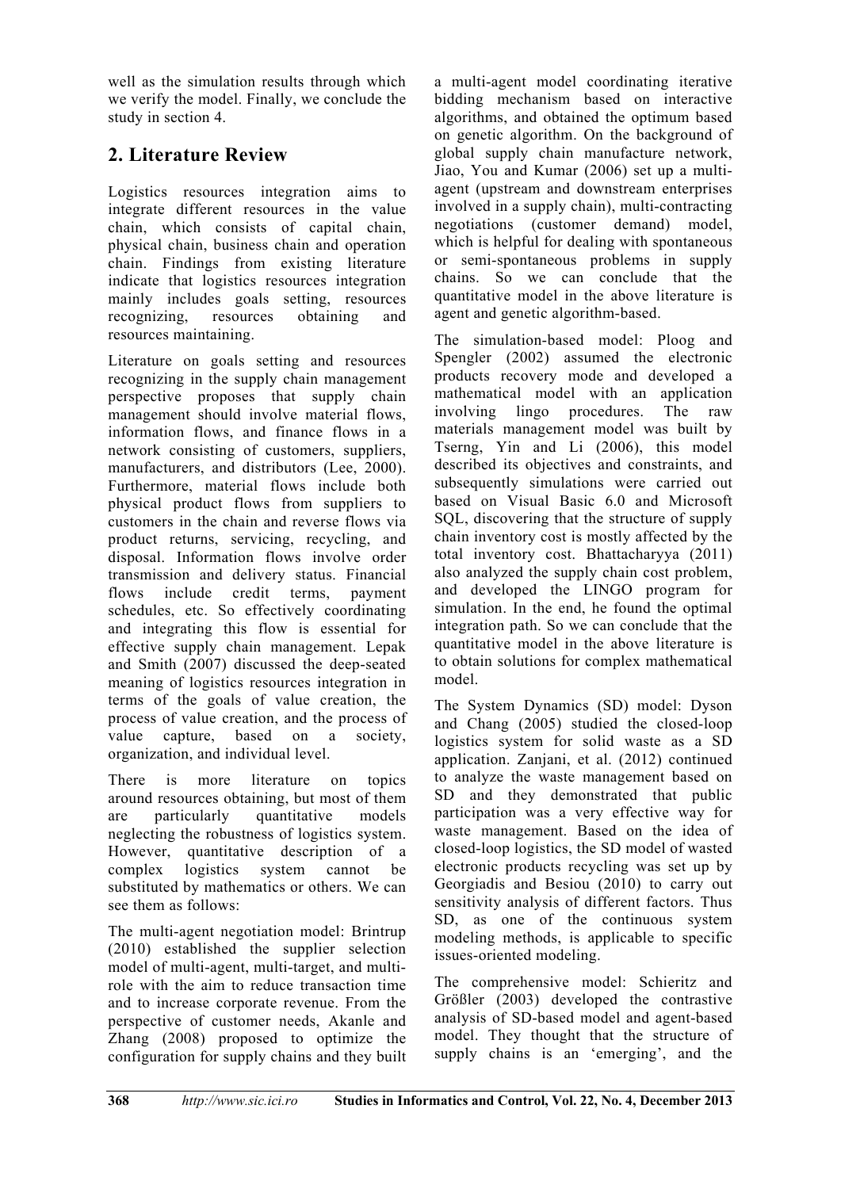well as the simulation results through which we verify the model. Finally, we conclude the study in section 4.

## 2. Literature Review

Logistics resources integration aims to integrate different resources in the value chain, which consists of capital chain, physical chain, business chain and operation chain. Findings from existing literature indicate that logistics resources integration mainly includes goals setting, resources recognizing, resources obtaining and resources maintaining.

Literature on goals setting and resources recognizing in the supply chain management perspective proposes that supply chain management should involve material flows, information flows, and finance flows in a network consisting of customers, suppliers, manufacturers, and distributors (Lee, 2000). Furthermore, material flows include both physical product flows from suppliers to customers in the chain and reverse flows via product returns, servicing, recycling, and disposal. Information flows involve order transmission and delivery status. Financial flows include credit terms, payment schedules, etc. So effectively coordinating and integrating this flow is essential for effective supply chain management. Lepak and Smith (2007) discussed the deep-seated meaning of logistics resources integration in terms of the goals of value creation, the process of value creation, and the process of value capture, based on a society, organization, and individual level.

There is more literature on topics around resources obtaining, but most of them are particularly quantitative models neglecting the robustness of logistics system. However, quantitative description of a complex logistics system cannot be substituted by mathematics or others. We can see them as follows:

The multi-agent negotiation model: Brintrup (2010) established the supplier selection model of multi-agent, multi-target, and multi-role with the aim to reduce transaction time and to increase corporate revenue. From the perspective of customer needs, Akanle and Zhang (2008) proposed to optimize the configuration for supply chains and they built a multi-agent model coordinating iterative bidding mechanism based on interactive algorithms, and obtained the optimum based on genetic algorithm. On the background of global supply chain manufacture network, Jiao, You and Kumar (2006) set up a multi-agent (upstream and downstream enterprises involved in a supply chain), multi-contracting negotiations (customer demand) model, which is helpful for dealing with spontaneous or semi-spontaneous problems in supply chains. So we can conclude that the quantitative model in the above literature is agent and genetic algorithm-based.

The simulation-based model: Ploog and Spengler (2002) assumed the electronic products recovery mode and developed a mathematical model with an application involving lingo procedures. The raw materials management model was built by Tserng, Yin and Li (2006), this model described its objectives and constraints, and subsequently simulations were carried out based on Visual Basic 6.0 and Microsoft SQL, discovering that the structure of supply chain inventory cost is mostly affected by the total inventory cost. Bhattacharyya (2011) also analyzed the supply chain cost problem, and developed the LINGO program for simulation. In the end, he found the optimal integration path. So we can conclude that the quantitative model in the above literature is to obtain solutions for complex mathematical model.

The System Dynamics (SD) model: Dyson and Chang (2005) studied the closed-loop logistics system for solid waste as a SD application. Zanjani, et al. (2012) continued to analyze the waste management based on SD and they demonstrated that public participation was a very effective way for waste management. Based on the idea of closed-loop logistics, the SD model of wasted electronic products recycling was set up by Georgiadis and Besiou (2010) to carry out sensitivity analysis of different factors. Thus SD, as one of the continuous system modeling methods, is applicable to specific issues-oriented modeling.

The comprehensive model: Schieritz and Größler (2003) developed the contrastive analysis of SD-based model and agent-based model. They thought that the structure of supply chains is an 'emerging', and the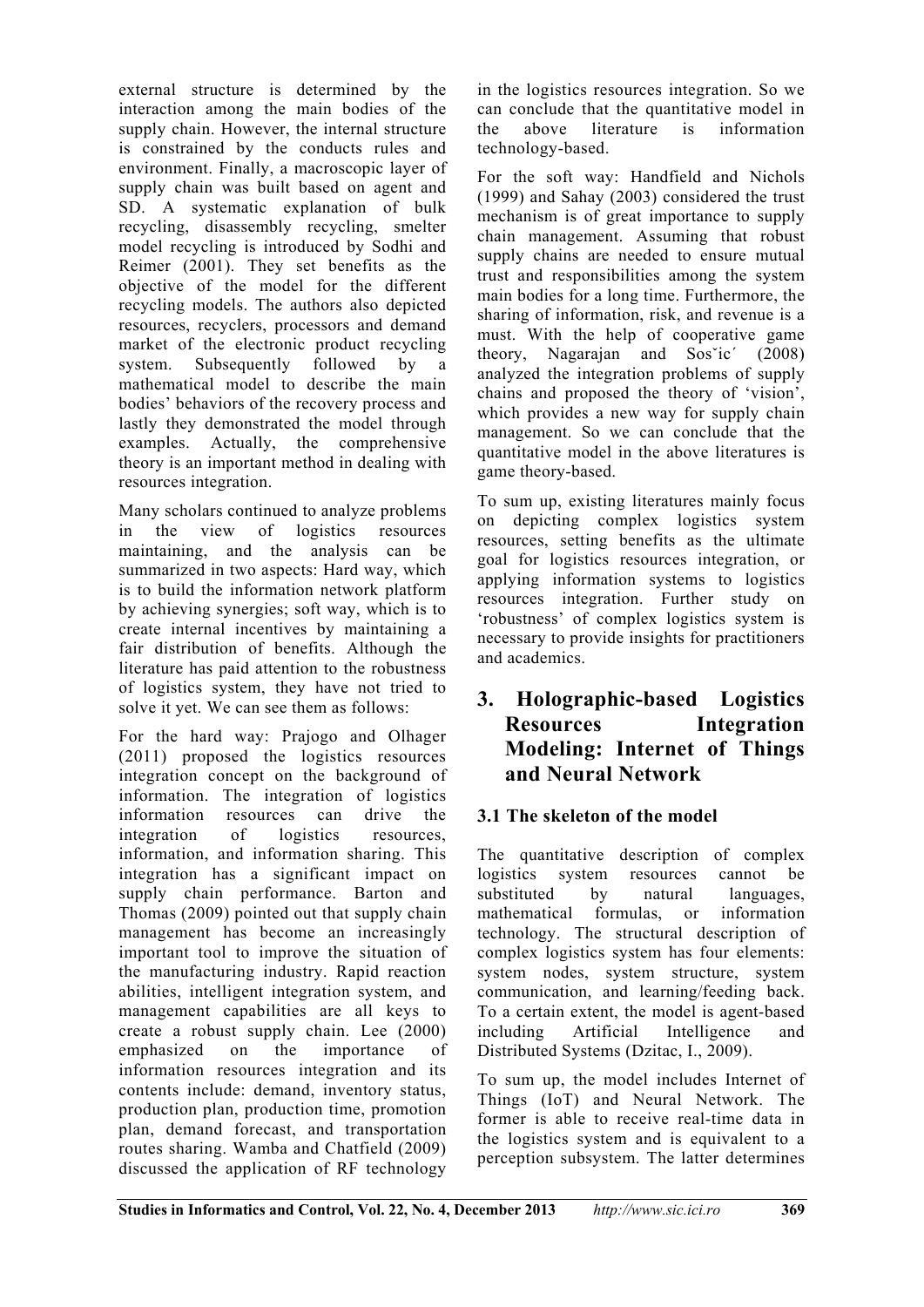external structure is determined by the interaction among the main bodies of the supply chain. However, the internal structure is constrained by the conducts rules and environment. Finally, a macroscopic layer of supply chain was built based on agent and SD. A systematic explanation of bulk recycling, disassembly recycling, smelter model recycling is introduced by Sodhi and Reimer (2001). They set benefits as the objective of the model for the different recycling models. The authors also depicted resources, recyclers, processors and demand market of the electronic product recycling system. Subsequently followed by a mathematical model to describe the main bodies' behaviors of the recovery process and lastly they demonstrated the model through examples. Actually, the comprehensive theory is an important method in dealing with resources integration.

Many scholars continued to analyze problems in the view of logistics resources maintaining, and the analysis can be summarized in two aspects: Hard way, which is to build the information network platform by achieving synergies; soft way, which is to create internal incentives by maintaining a fair distribution of benefits. Although the literature has paid attention to the robustness of logistics system, they have not tried to solve it yet. We can see them as follows:

For the hard way: Prajogo and Olhager (2011) proposed the logistics resources integration concept on the background of information. The integration of logistics information resources can drive the integration of logistics resources, information, and information sharing. This integration has a significant impact on supply chain performance. Barton and Thomas (2009) pointed out that supply chain management has become an increasingly important tool to improve the situation of the manufacturing industry. Rapid reaction abilities, intelligent integration system, and management capabilities are all keys to create a robust supply chain. Lee (2000) emphasized on the importance of information resources integration and its contents include: demand, inventory status, production plan, production time, promotion plan, demand forecast, and transportation routes sharing. Wamba and Chatfield (2009) discussed the application of RF technology in the logistics resources integration. So we can conclude that the quantitative model in the above literature is information technology-based.

For the soft way: Handfield and Nichols (1999) and Sahay (2003) considered the trust mechanism is of great importance to supply chain management. Assuming that robust supply chains are needed to ensure mutual trust and responsibilities among the system main bodies for a long time. Furthermore, the sharing of information, risk, and revenue is a must. With the help of cooperative game theory, Nagarajan and Sošić (2008) analyzed the integration problems of supply chains and proposed the theory of 'vision', which provides a new way for supply chain management. So we can conclude that the quantitative model in the above literatures is game theory-based.

To sum up, existing literatures mainly focus on depicting complex logistics system resources, setting benefits as the ultimate goal for logistics resources integration, or applying information systems to logistics resources integration. Further study on 'robustness' of complex logistics system is necessary to provide insights for practitioners and academics.

## 3. Holographic-based Logistics Resources Integration Modeling: Internet of Things and Neural Network

### 3.1 The skeleton of the model

The quantitative description of complex logistics system resources cannot be substituted by natural languages, mathematical formulas, or information technology. The structural description of complex logistics system has four elements: system nodes, system structure, system communication, and learning/feeding back. To a certain extent, the model is agent-based including Artificial Intelligence and Distributed Systems (Dzitac, I., 2009).

To sum up, the model includes Internet of Things (IoT) and Neural Network. The former is able to receive real-time data in the logistics system and is equivalent to a perception subsystem. The latter determines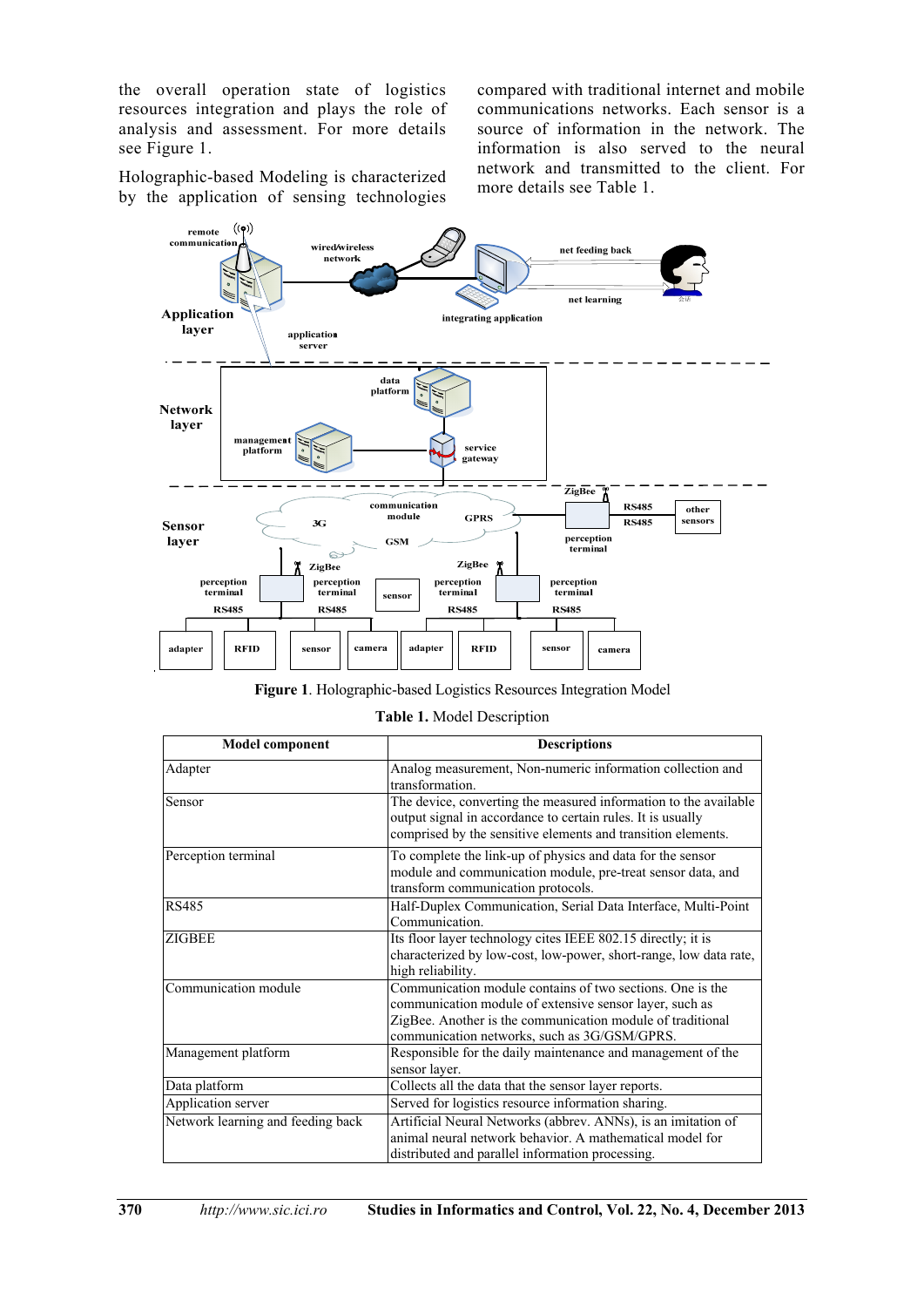the overall operation state of logistics resources integration and plays the role of analysis and assessment. For more details see Figure 1.

Holographic-based Modeling is characterized by the application of sensing technologies compared with traditional internet and mobile communications networks. Each sensor is a source of information in the network. The information is also served to the neural network and transmitted to the client. For more details see Table 1.

**Figure 1**. Holographic-based Logistics Resources Integration Model

**Table 1.** Model Description

| Model component | Descriptions |
|---|---|
| Adapter | Analog measurement, Non-numeric information collection and transformation. |
| Sensor | The device, converting the measured information to the available output signal in accordance to certain rules. It is usually comprised by the sensitive elements and transition elements. |
| Perception terminal | To complete the link-up of physics and data for the sensor module and communication module, pre-treat sensor data, and transform communication protocols. |
| RS485 | Half-Duplex Communication, Serial Data Interface, Multi-Point Communication. |
| ZIGBEE | Its floor layer technology cites IEEE 802.15 directly; it is characterized by low-cost, low-power, short-range, low data rate, high reliability. |
| Communication module | Communication module contains of two sections. One is the communication module of extensive sensor layer, such as ZigBee. Another is the communication module of traditional communication networks, such as 3G/GSM/GPRS. |
| Management platform | Responsible for the daily maintenance and management of the sensor layer. |
| Data platform | Collects all the data that the sensor layer reports. |
| Application server | Served for logistics resource information sharing. |
| Network learning and feeding back | Artificial Neural Networks (abbrev. ANNs), is an imitation of animal neural network behavior. A mathematical model for distributed and parallel information processing. |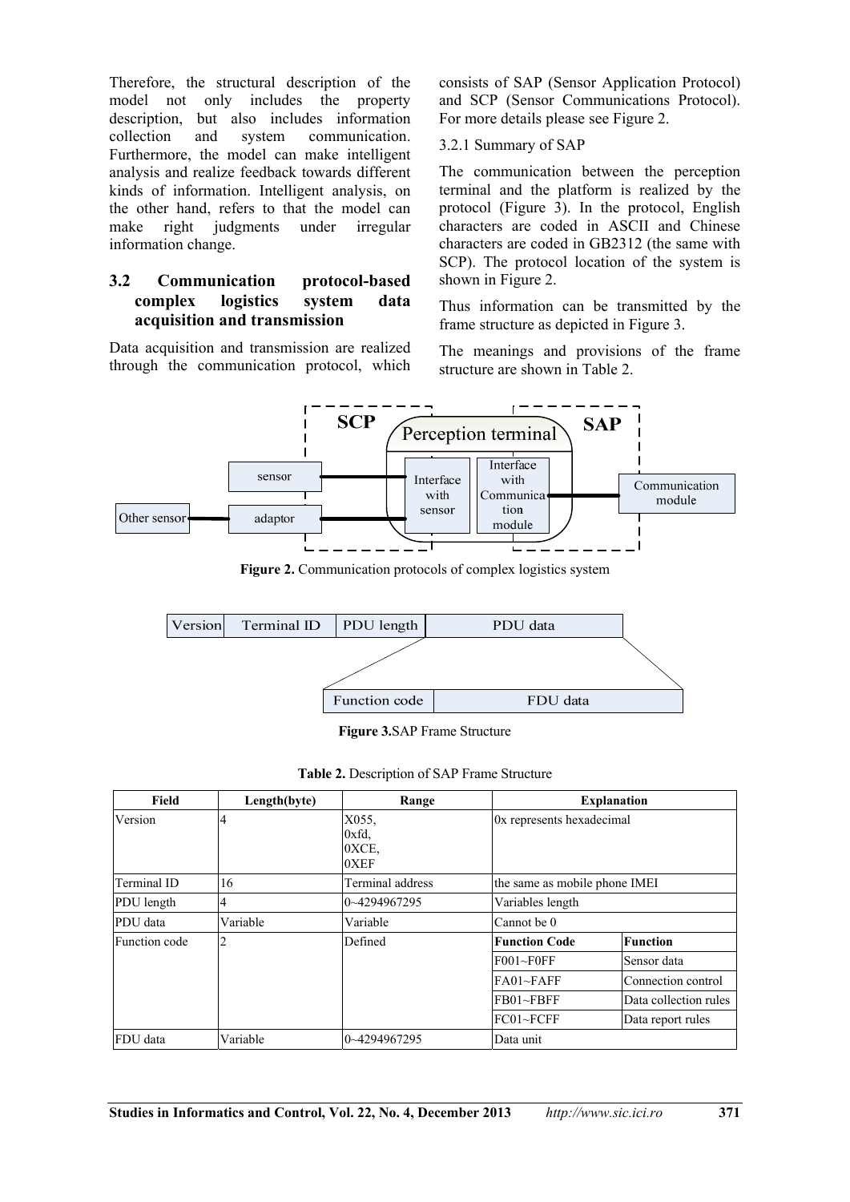Therefore, the structural description of the model not only includes the property description, but also includes information collection and system communication. Furthermore, the model can make intelligent analysis and realize feedback towards different kinds of information. Intelligent analysis, on the other hand, refers to that the model can make right judgments under irregular information change.

## 3.2 Communication protocol-based complex logistics system data acquisition and transmission

Data acquisition and transmission are realized through the communication protocol, which consists of SAP (Sensor Application Protocol) and SCP (Sensor Communications Protocol). For more details please see Figure 2.

### 3.2.1 Summary of SAP

The communication between the perception terminal and the platform is realized by the protocol (Figure 3). In the protocol, English characters are coded in ASCII and Chinese characters are coded in GB2312 (the same with SCP). The protocol location of the system is shown in Figure 2.

Thus information can be transmitted by the frame structure as depicted in Figure 3.

The meanings and provisions of the frame structure are shown in Table 2.

**Figure 2.** Communication protocols of complex logistics system

**Figure 3.** SAP Frame Structure

**Table 2.** Description of SAP Frame Structure

| Field | Length(byte) | Range | Explanation | |
|---|---|---|---|---|
| Version | 4 | X055, 0xfd, 0XCE, 0XEF | 0x represents hexadecimal | |
| Terminal ID | 16 | Terminal address | the same as mobile phone IMEI | |
| PDU length | 4 | 0~4294967295 | Variables length | |
| PDU data | Variable | Variable | Cannot be 0 | |
| Function code | 2 | Defined | **Function Code** | **Function** |
| | | | F001~F0FF | Sensor data |
| | | | FA01~FAFF | Connection control |
| | | | FB01~FBFF | Data collection rules |
| | | | FC01~FCFF | Data report rules |
| FDU data | Variable | 0~4294967295 | Data unit | |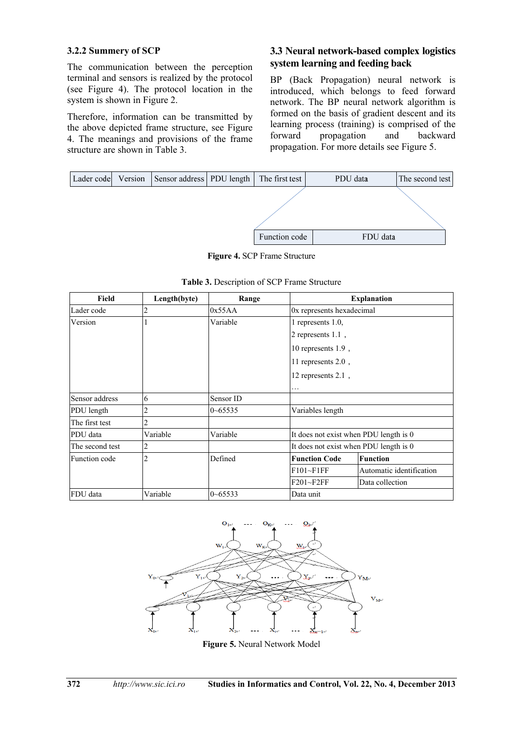### 3.2.2 Summery of SCP

The communication between the perception terminal and sensors is realized by the protocol (see Figure 4). The protocol location in the system is shown in Figure 2.

Therefore, information can be transmitted by the above depicted frame structure, see Figure 4. The meanings and provisions of the frame structure are shown in Table 3.

## 3.3 Neural network-based complex logistics system learning and feeding back

BP (Back Propagation) neural network is introduced, which belongs to feed forward network. The BP neural network algorithm is formed on the basis of gradient descent and its learning process (training) is comprised of the forward propagation and backward propagation. For more details see Figure 5.

| Lader code | Version | Sensor address | PDU length | The first test | PDU data | The second test |
|---|---|---|---|---|---|---|

| Function code | FDU data |
|---|---|

**Figure 4.** SCP Frame Structure

**Table 3.** Description of SCP Frame Structure

| Field | Length(byte) | Range | Explanation | |
|---|---|---|---|---|
| Lader code | 2 | 0x55AA | 0x represents hexadecimal | |
| Version | 1 | Variable | 1 represents 1.0,<br>2 represents 1.1 ,<br>10 represents 1.9 ,<br>11 represents 2.0 ,<br>12 represents 2.1 ,<br>… | |
| Sensor address | 6 | Sensor ID | | |
| PDU length | 2 | 0~65535 | Variables length | |
| The first test | 2 | | | |
| PDU data | Variable | Variable | It does not exist when PDU length is 0 | |
| The second test | 2 | | It does not exist when PDU length is 0 | |
| Function code | 2 | Defined | **Function Code** | **Function** |
| | | | F101~F1FF | Automatic identification |
| | | | F201~F2FF | Data collection |
| FDU data | Variable | 0~65533 | Data unit | |

**Figure 5.** Neural Network Model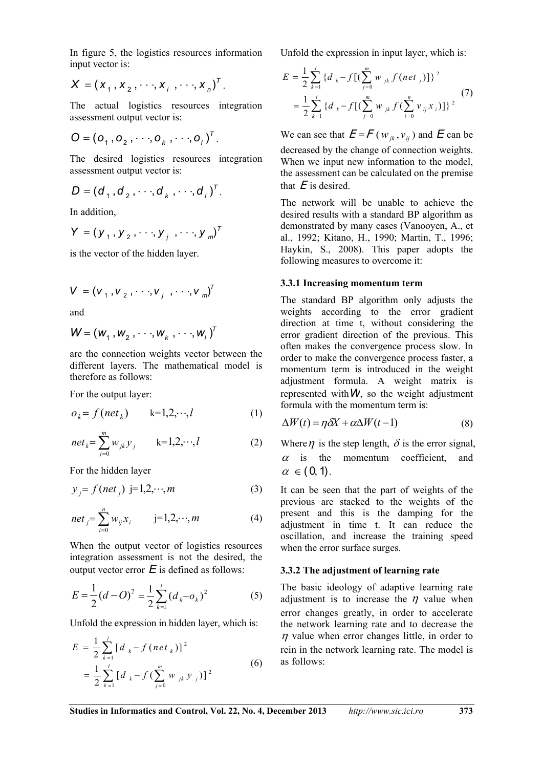In figure 5, the logistics resources information input vector is:

$$X = (x_1, x_2, \cdots, x_i, \cdots, x_n)^T.$$

The actual logistics resources integration assessment output vector is:

$$O = (o_1, o_2, \cdots, o_k, \cdots, o_l)^T.$$

The desired logistics resources integration assessment output vector is:

$$D = (d_1, d_2, \cdots, d_k, \cdots, d_l)^T.$$

In addition,

$$Y = (y_1, y_2, \cdots, y_j, \cdots, y_m)^T$$

is the vector of the hidden layer.

$$V = (v_1, v_2, \cdots, v_j, \cdots, v_m)^T$$

and

$$W = (w_1, w_2, \cdots, w_k, \cdots, w_l)^T$$

are the connection weights vector between the different layers. The mathematical model is therefore as follows:

For the output layer:

$$o_k = f(net_k) \qquad k=1,2,\cdots,l \tag{1}$$

$$net_k = \sum_{j=0}^{m} w_{jk} y_j \qquad k=1,2,\cdots,l \tag{2}$$

For the hidden layer

$$y_j = f(net_j) \quad j=1,2,\cdots,m \tag{3}$$

$$net_j = \sum_{i=0}^{n} w_{ij} x_i \qquad j=1,2,\cdots,m \tag{4}$$

When the output vector of logistics resources integration assessment is not the desired, the output vector error $E$ is defined as follows:

$$E = \frac{1}{2}(d - O)^2 = \frac{1}{2}\sum_{k=1}^{l}(d_k - o_k)^2 \tag{5}$$

Unfold the expression in hidden layer, which is:

$$\begin{aligned} E &= \frac{1}{2}\sum_{k=1}^{l}[d_k - f(net_k)]^2 \\ &= \frac{1}{2}\sum_{k=1}^{l}[d_k - f(\sum_{j=0}^{m} w_{jk} y_j)]^2 \end{aligned} \tag{6}$$

Unfold the expression in input layer, which is:

$$\begin{aligned} E &= \frac{1}{2}\sum_{k=1}^{l}\{d_k - f[(\sum_{j=0}^{m} w_{jk} f(net_j)]\}^2 \\ &= \frac{1}{2}\sum_{k=1}^{l}\{d_k - f[(\sum_{j=0}^{m} w_{jk} f(\sum_{i=0}^{n} v_{ij} x_i)]\}^2 \end{aligned} \tag{7}$$

We can see that $E = F(w_{jk}, v_{ij})$ and $E$ can be decreased by the change of connection weights. When we input new information to the model, the assessment can be calculated on the premise that $E$ is desired.

The network will be unable to achieve the desired results with a standard BP algorithm as demonstrated by many cases (Vanooyen, A., et al., 1992; Kitano, H., 1990; Martin, T., 1996; Haykin, S., 2008). This paper adopts the following measures to overcome it:

### 3.3.1 Increasing momentum term

The standard BP algorithm only adjusts the weights according to the error gradient direction at time t, without considering the error gradient direction of the previous. This often makes the convergence process slow. In order to make the convergence process faster, a momentum term is introduced in the weight adjustment formula. A weight matrix is represented with $W$, so the weight adjustment formula with the momentum term is:

$$\Delta W(t) = \eta \delta X + \alpha \Delta W(t-1) \tag{8}$$

Where $\eta$ is the step length, $\delta$ is the error signal, $\alpha$ is the momentum coefficient, and $\alpha \in (0,1)$.

It can be seen that the part of weights of the previous are stacked to the weights of the present and this is the damping for the adjustment in time t. It can reduce the oscillation, and increase the training speed when the error surface surges.

### 3.3.2 The adjustment of learning rate

The basic ideology of adaptive learning rate adjustment is to increase the $\eta$ value when error changes greatly, in order to accelerate the network learning rate and to decrease the $\eta$ value when error changes little, in order to rein in the network learning rate. The model is as follows: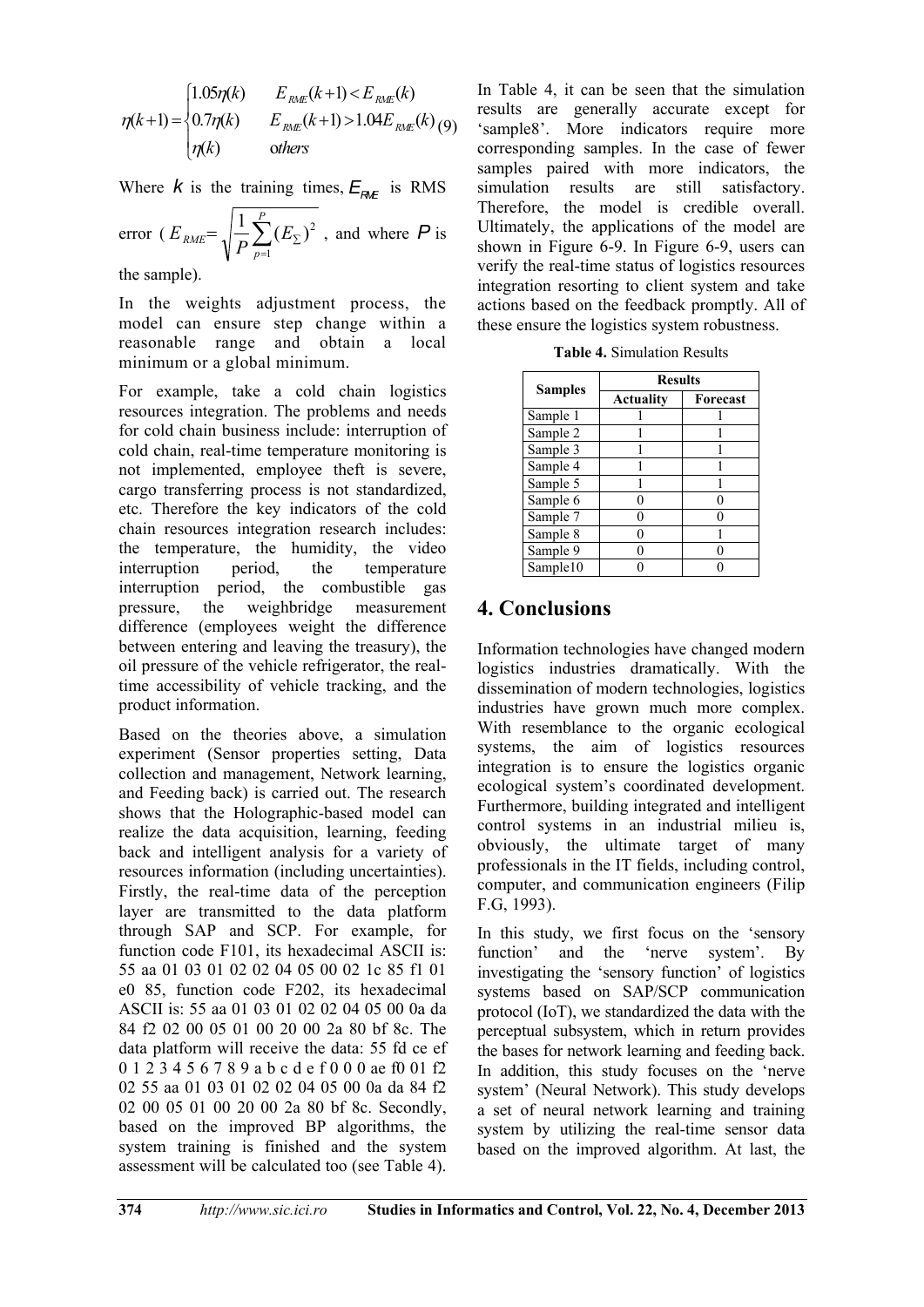$$\eta(k+1)=\begin{cases}1.05\eta(k) & E_{RME}(k+1)<E_{RME}(k)\\ 0.7\eta(k) & E_{RME}(k+1)>1.04E_{RME}(k)\\ \eta(k) & others\end{cases} \quad (9)$$

Where $k$ is the training times, $E_{RME}$ is RMS error ( $E_{RME}=\sqrt{\frac{1}{P}\sum_{p=1}^{P}(E_{\Sigma})^2}$ , and where $P$ is the sample).

In the weights adjustment process, the model can ensure step change within a reasonable range and obtain a local minimum or a global minimum.

For example, take a cold chain logistics resources integration. The problems and needs for cold chain business include: interruption of cold chain, real-time temperature monitoring is not implemented, employee theft is severe, cargo transferring process is not standardized, etc. Therefore the key indicators of the cold chain resources integration research includes: the temperature, the humidity, the video interruption period, the temperature interruption period, the combustible gas pressure, the weighbridge measurement difference (employees weight the difference between entering and leaving the treasury), the oil pressure of the vehicle refrigerator, the real-time accessibility of vehicle tracking, and the product information.

Based on the theories above, a simulation experiment (Sensor properties setting, Data collection and management, Network learning, and Feeding back) is carried out. The research shows that the Holographic-based model can realize the data acquisition, learning, feeding back and intelligent analysis for a variety of resources information (including uncertainties). Firstly, the real-time data of the perception layer are transmitted to the data platform through SAP and SCP. For example, for function code F101, its hexadecimal ASCII is: 55 aa 01 03 01 02 02 04 05 00 02 1c 85 f1 01 e0 85, function code F202, its hexadecimal ASCII is: 55 aa 01 03 01 02 02 04 05 00 0a da 84 f2 02 00 05 01 00 20 00 2a 80 bf 8c. The data platform will receive the data: 55 fd ce ef 0 1 2 3 4 5 6 7 8 9 a b c d e f 0 0 0 ae f0 01 f2 02 55 aa 01 03 01 02 02 04 05 00 0a da 84 f2 02 00 05 01 00 20 00 2a 80 bf 8c. Secondly, based on the improved BP algorithms, the system training is finished and the system assessment will be calculated too (see Table 4).

In Table 4, it can be seen that the simulation results are generally accurate except for 'sample8'. More indicators require more corresponding samples. In the case of fewer samples paired with more indicators, the simulation results are still satisfactory. Therefore, the model is credible overall. Ultimately, the applications of the model are shown in Figure 6-9. In Figure 6-9, users can verify the real-time status of logistics resources integration resorting to client system and take actions based on the feedback promptly. All of these ensure the logistics system robustness.

**Table 4.** Simulation Results

| Samples | Results | |
|---|---|---|
| | Actuality | Forecast |
| Sample 1 | 1 | 1 |
| Sample 2 | 1 | 1 |
| Sample 3 | 1 | 1 |
| Sample 4 | 1 | 1 |
| Sample 5 | 1 | 1 |
| Sample 6 | 0 | 0 |
| Sample 7 | 0 | 0 |
| Sample 8 | 0 | 1 |
| Sample 9 | 0 | 0 |
| Sample10 | 0 | 0 |

## 4. Conclusions

Information technologies have changed modern logistics industries dramatically. With the dissemination of modern technologies, logistics industries have grown much more complex. With resemblance to the organic ecological systems, the aim of logistics resources integration is to ensure the logistics organic ecological system's coordinated development. Furthermore, building integrated and intelligent control systems in an industrial milieu is, obviously, the ultimate target of many professionals in the IT fields, including control, computer, and communication engineers (Filip F.G, 1993).

In this study, we first focus on the 'sensory function' and the 'nerve system'. By investigating the 'sensory function' of logistics systems based on SAP/SCP communication protocol (IoT), we standardized the data with the perceptual subsystem, which in return provides the bases for network learning and feeding back. In addition, this study focuses on the 'nerve system' (Neural Network). This study develops a set of neural network learning and training system by utilizing the real-time sensor data based on the improved algorithm. At last, the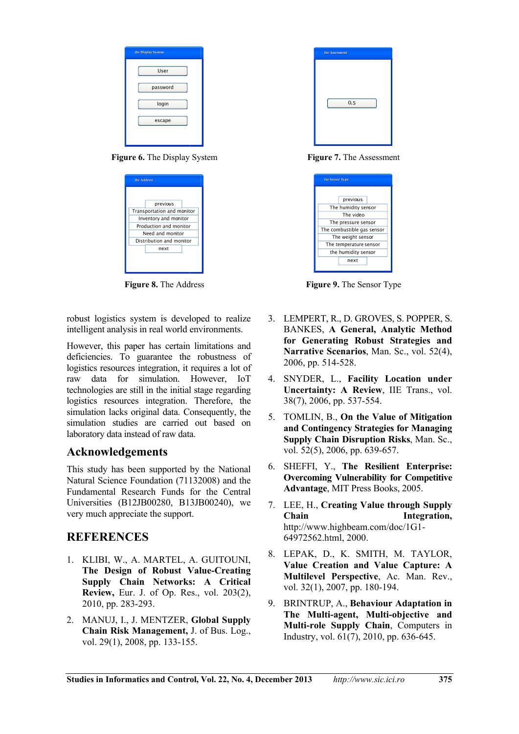Figure 6. The Display System

Figure 7. The Assessment

Figure 8. The Address

Figure 9. The Sensor Type

robust logistics system is developed to realize intelligent analysis in real world environments.

However, this paper has certain limitations and deficiencies. To guarantee the robustness of logistics resources integration, it requires a lot of raw data for simulation. However, IoT technologies are still in the initial stage regarding logistics resources integration. Therefore, the simulation lacks original data. Consequently, the simulation studies are carried out based on laboratory data instead of raw data.

## Acknowledgements

This study has been supported by the National Natural Science Foundation (71132008) and the Fundamental Research Funds for the Central Universities (B12JB00280, B13JB00240), we very much appreciate the support.

## REFERENCES

1. KLIBI, W., A. MARTEL, A. GUITOUNI, **The Design of Robust Value-Creating Supply Chain Networks: A Critical Review,** Eur. J. of Op. Res., vol. 203(2), 2010, pp. 283-293.
2. MANUJ, I., J. MENTZER, **Global Supply Chain Risk Management,** J. of Bus. Log., vol. 29(1), 2008, pp. 133-155.
3. LEMPERT, R., D. GROVES, S. POPPER, S. BANKES, **A General, Analytic Method for Generating Robust Strategies and Narrative Scenarios**, Man. Sc., vol. 52(4), 2006, pp. 514-528.
4. SNYDER, L., **Facility Location under Uncertainty: A Review**, IIE Trans., vol. 38(7), 2006, pp. 537-554.
5. TOMLIN, B., **On the Value of Mitigation and Contingency Strategies for Managing Supply Chain Disruption Risks**, Man. Sc., vol. 52(5), 2006, pp. 639-657.
6. SHEFFI, Y., **The Resilient Enterprise: Overcoming Vulnerability for Competitive Advantage**, MIT Press Books, 2005.
7. LEE, H., **Creating Value through Supply Chain Integration,** http://www.highbeam.com/doc/1G1-64972562.html, 2000.
8. LEPAK, D., K. SMITH, M. TAYLOR, **Value Creation and Value Capture: A Multilevel Perspective**, Ac. Man. Rev., vol. 32(1), 2007, pp. 180-194.
9. BRINTRUP, A., **Behaviour Adaptation in The Multi-agent, Multi-objective and Multi-role Supply Chain**, Computers in Industry, vol. 61(7), 2010, pp. 636-645.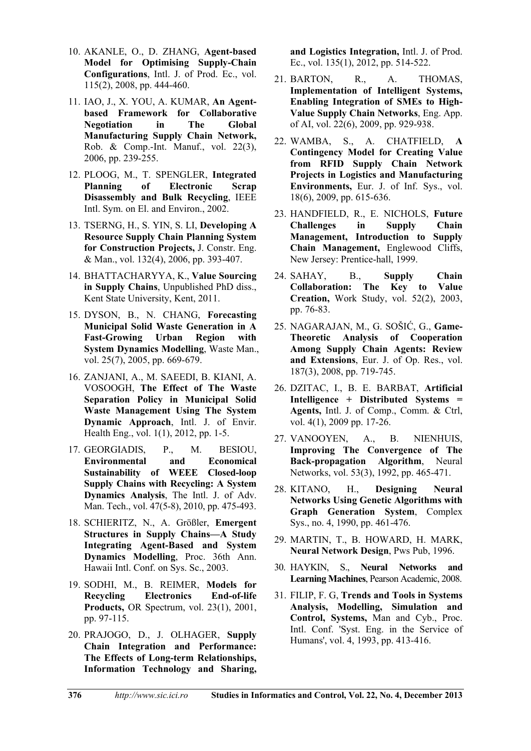10. AKANLE, O., D. ZHANG, **Agent-based Model for Optimising Supply-Chain Configurations**, Intl. J. of Prod. Ec., vol. 115(2), 2008, pp. 444-460.
11. IAO, J., X. YOU, A. KUMAR, **An Agent-based Framework for Collaborative Negotiation in The Global Manufacturing Supply Chain Network,** Rob. & Comp.-Int. Manuf., vol. 22(3), 2006, pp. 239-255.
12. PLOOG, M., T. SPENGLER, **Integrated Planning of Electronic Scrap Disassembly and Bulk Recycling**, IEEE Intl. Sym. on El. and Environ., 2002.
13. TSERNG, H., S. YIN, S. LI, **Developing A Resource Supply Chain Planning System for Construction Projects,** J. Constr. Eng. & Man., vol. 132(4), 2006, pp. 393-407.
14. BHATTACHARYYA, K., **Value Sourcing in Supply Chains**, Unpublished PhD diss., Kent State University, Kent, 2011.
15. DYSON, B., N. CHANG, **Forecasting Municipal Solid Waste Generation in A Fast-Growing Urban Region with System Dynamics Modelling**, Waste Man., vol. 25(7), 2005, pp. 669-679.
16. ZANJANI, A., M. SAEEDI, B. KIANI, A. VOSOOGH, **The Effect of The Waste Separation Policy in Municipal Solid Waste Management Using The System Dynamic Approach**, Intl. J. of Envir. Health Eng., vol. 1(1), 2012, pp. 1-5.
17. GEORGIADIS, P., M. BESIOU, **Environmental and Economical Sustainability of WEEE Closed-loop Supply Chains with Recycling: A System Dynamics Analysis**, The Intl. J. of Adv. Man. Tech., vol. 47(5-8), 2010, pp. 475-493.
18. SCHIERITZ, N., A. Größler, **Emergent Structures in Supply Chains—A Study Integrating Agent-Based and System Dynamics Modelling**, Proc. 36th Ann. Hawaii Intl. Conf. on Sys. Sc., 2003.
19. SODHI, M., B. REIMER, **Models for Recycling Electronics End-of-life Products,** OR Spectrum, vol. 23(1), 2001, pp. 97-115.
20. PRAJOGO, D., J. OLHAGER, **Supply Chain Integration and Performance: The Effects of Long-term Relationships, Information Technology and Sharing, and Logistics Integration,** Intl. J. of Prod. Ec., vol. 135(1), 2012, pp. 514-522.
21. BARTON, R., A. THOMAS, **Implementation of Intelligent Systems, Enabling Integration of SMEs to High-Value Supply Chain Networks**, Eng. App. of AI, vol. 22(6), 2009, pp. 929-938.
22. WAMBA, S., A. CHATFIELD, **A Contingency Model for Creating Value from RFID Supply Chain Network Projects in Logistics and Manufacturing Environments,** Eur. J. of Inf. Sys., vol. 18(6), 2009, pp. 615-636.
23. HANDFIELD, R., E. NICHOLS, **Future Challenges in Supply Chain Management, Introduction to Supply Chain Management,** Englewood Cliffs, New Jersey: Prentice-hall, 1999.
24. SAHAY, B., **Supply Chain Collaboration: The Key to Value Creation,** Work Study, vol. 52(2), 2003, pp. 76-83.
25. NAGARAJAN, M., G. SOŠIĆ, G., **Game-Theoretic Analysis of Cooperation Among Supply Chain Agents: Review and Extensions**, Eur. J. of Op. Res., vol. 187(3), 2008, pp. 719-745.
26. DZITAC, I., B. E. BARBAT, **Artificial Intelligence + Distributed Systems = Agents,** Intl. J. of Comp., Comm. & Ctrl, vol. 4(1), 2009 pp. 17-26.
27. VANOOYEN, A., B. NIENHUIS, **Improving The Convergence of The Back-propagation Algorithm**, Neural Networks, vol. 53(3), 1992, pp. 465-471.
28. KITANO, H., **Designing Neural Networks Using Genetic Algorithms with Graph Generation System**, Complex Sys., no. 4, 1990, pp. 461-476.
29. MARTIN, T., B. HOWARD, H. MARK, **Neural Network Design**, Pws Pub, 1996.
30. HAYKIN, S., **Neural Networks and Learning Machines**, Pearson Academic, 2008.
31. FILIP, F. G, **Trends and Tools in Systems Analysis, Modelling, Simulation and Control, Systems,** Man and Cyb., Proc. Intl. Conf. 'Syst. Eng. in the Service of Humans', vol. 4, 1993, pp. 413-416.